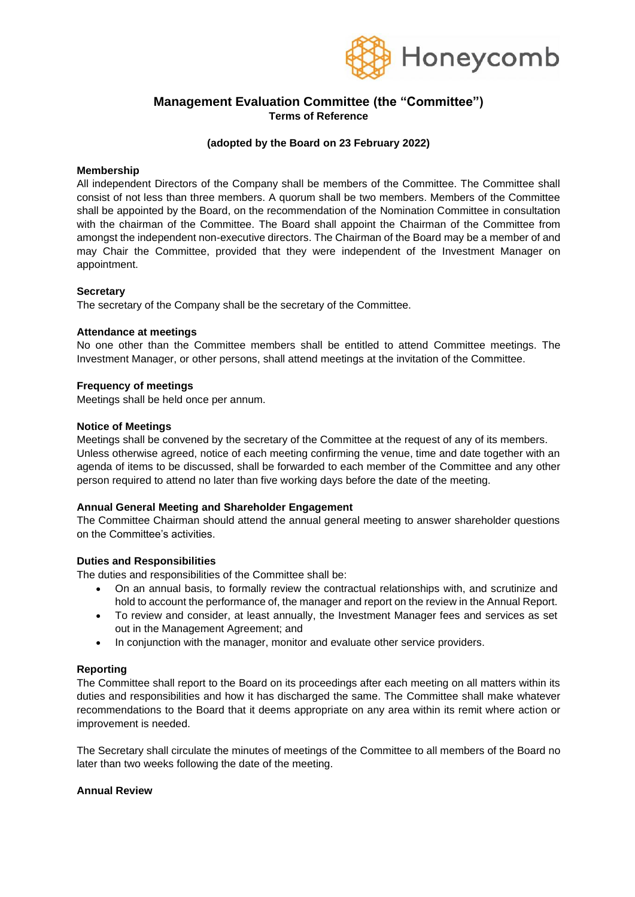Honeycomb

# Management Evaluation Committee (the "Committee")

**Terms of Reference**

**(adopted by the Board on 23 February 2022)**

**Membership**

All independent Directors of the Company shall be members of the Committee. The Committee shall consist of not less than three members. A quorum shall be two members. Members of the Committee shall be appointed by the Board, on the recommendation of the Nomination Committee in consultation with the chairman of the Committee. The Board shall appoint the Chairman of the Committee from amongst the independent non-executive directors. The Chairman of the Board may be a member of and may Chair the Committee, provided that they were independent of the Investment Manager on appointment.

**Secretary**

The secretary of the Company shall be the secretary of the Committee.

**Attendance at meetings**

No one other than the Committee members shall be entitled to attend Committee meetings. The Investment Manager, or other persons, shall attend meetings at the invitation of the Committee.

**Frequency of meetings**

Meetings shall be held once per annum.

**Notice of Meetings**

Meetings shall be convened by the secretary of the Committee at the request of any of its members. Unless otherwise agreed, notice of each meeting confirming the venue, time and date together with an agenda of items to be discussed, shall be forwarded to each member of the Committee and any other person required to attend no later than five working days before the date of the meeting.

**Annual General Meeting and Shareholder Engagement**

The Committee Chairman should attend the annual general meeting to answer shareholder questions on the Committee's activities.

**Duties and Responsibilities**

The duties and responsibilities of the Committee shall be:

- On an annual basis, to formally review the contractual relationships with, and scrutinize and hold to account the performance of, the manager and report on the review in the Annual Report.
- To review and consider, at least annually, the Investment Manager fees and services as set out in the Management Agreement; and
- In conjunction with the manager, monitor and evaluate other service providers.

**Reporting**

The Committee shall report to the Board on its proceedings after each meeting on all matters within its duties and responsibilities and how it has discharged the same. The Committee shall make whatever recommendations to the Board that it deems appropriate on any area within its remit where action or improvement is needed.

The Secretary shall circulate the minutes of meetings of the Committee to all members of the Board no later than two weeks following the date of the meeting.

**Annual Review**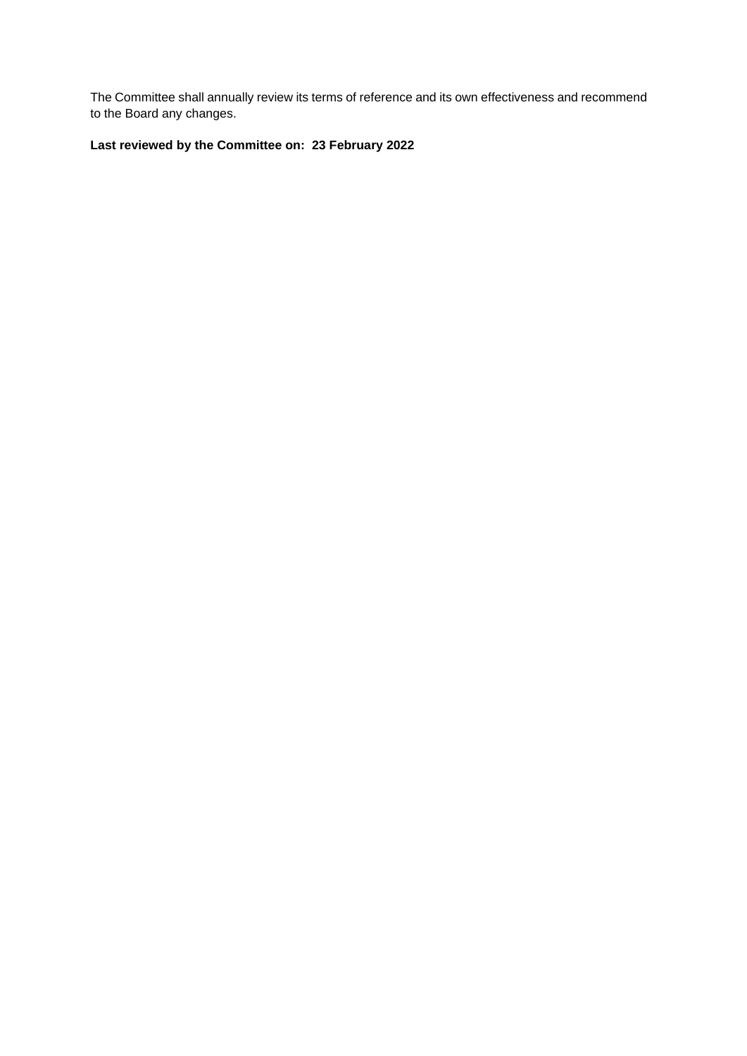The Committee shall annually review its terms of reference and its own effectiveness and recommend to the Board any changes.

**Last reviewed by the Committee on: 23 February 2022**